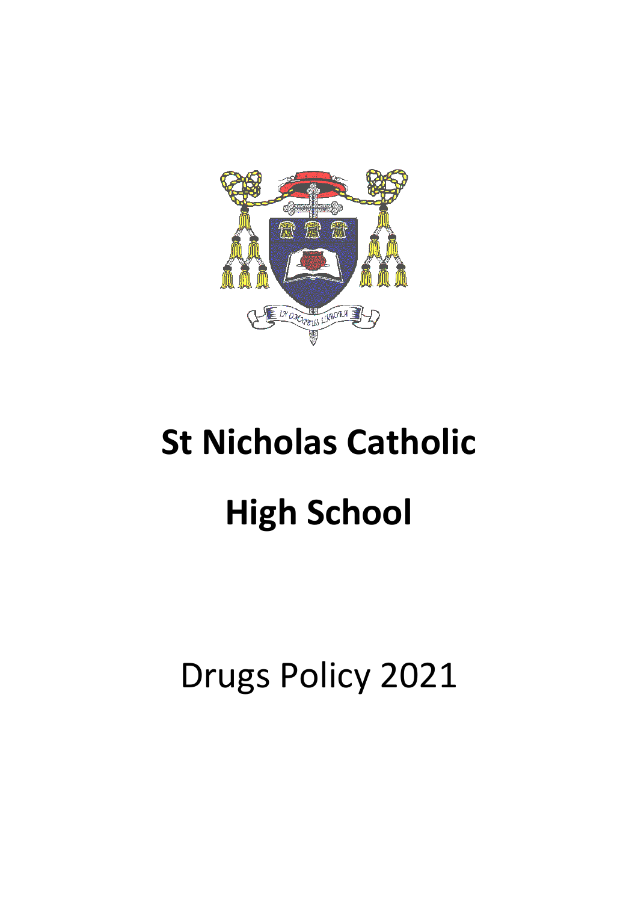# St Nicholas Catholic High School

Drugs Policy 2021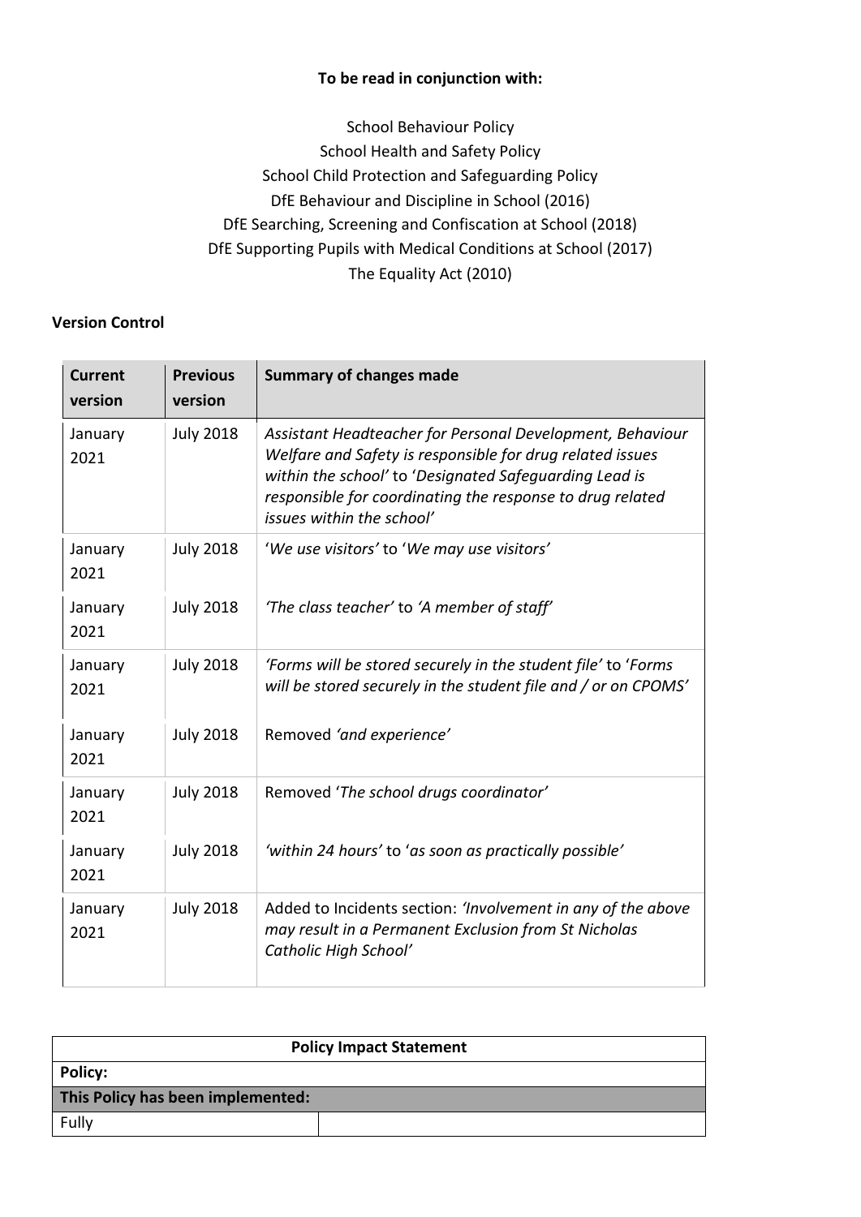**To be read in conjunction with:**

School Behaviour Policy
School Health and Safety Policy
School Child Protection and Safeguarding Policy
DfE Behaviour and Discipline in School (2016)
DfE Searching, Screening and Confiscation at School (2018)
DfE Supporting Pupils with Medical Conditions at School (2017)
The Equality Act (2010)

**Version Control**

| Current version | Previous version | Summary of changes made |
|---|---|---|
| January 2021 | July 2018 | *Assistant Headteacher for Personal Development, Behaviour Welfare and Safety is responsible for drug related issues within the school'* to '*Designated Safeguarding Lead is responsible for coordinating the response to drug related issues within the school'* |
| January 2021 | July 2018 | '*We use visitors'* to '*We may use visitors'* |
| January 2021 | July 2018 | *'The class teacher'* to *'A member of staff'* |
| January 2021 | July 2018 | *'Forms will be stored securely in the student file'* to '*Forms will be stored securely in the student file and / or on CPOMS'* |
| January 2021 | July 2018 | Removed *'and experience'* |
| January 2021 | July 2018 | Removed '*The school drugs coordinator'* |
| January 2021 | July 2018 | *'within 24 hours'* to '*as soon as practically possible'* |
| January 2021 | July 2018 | Added to Incidents section: *'Involvement in any of the above may result in a Permanent Exclusion from St Nicholas Catholic High School'* |

| **Policy Impact Statement** | |
|---|---|
| **Policy:** | |
| **This Policy has been implemented:** | |
| Fully | |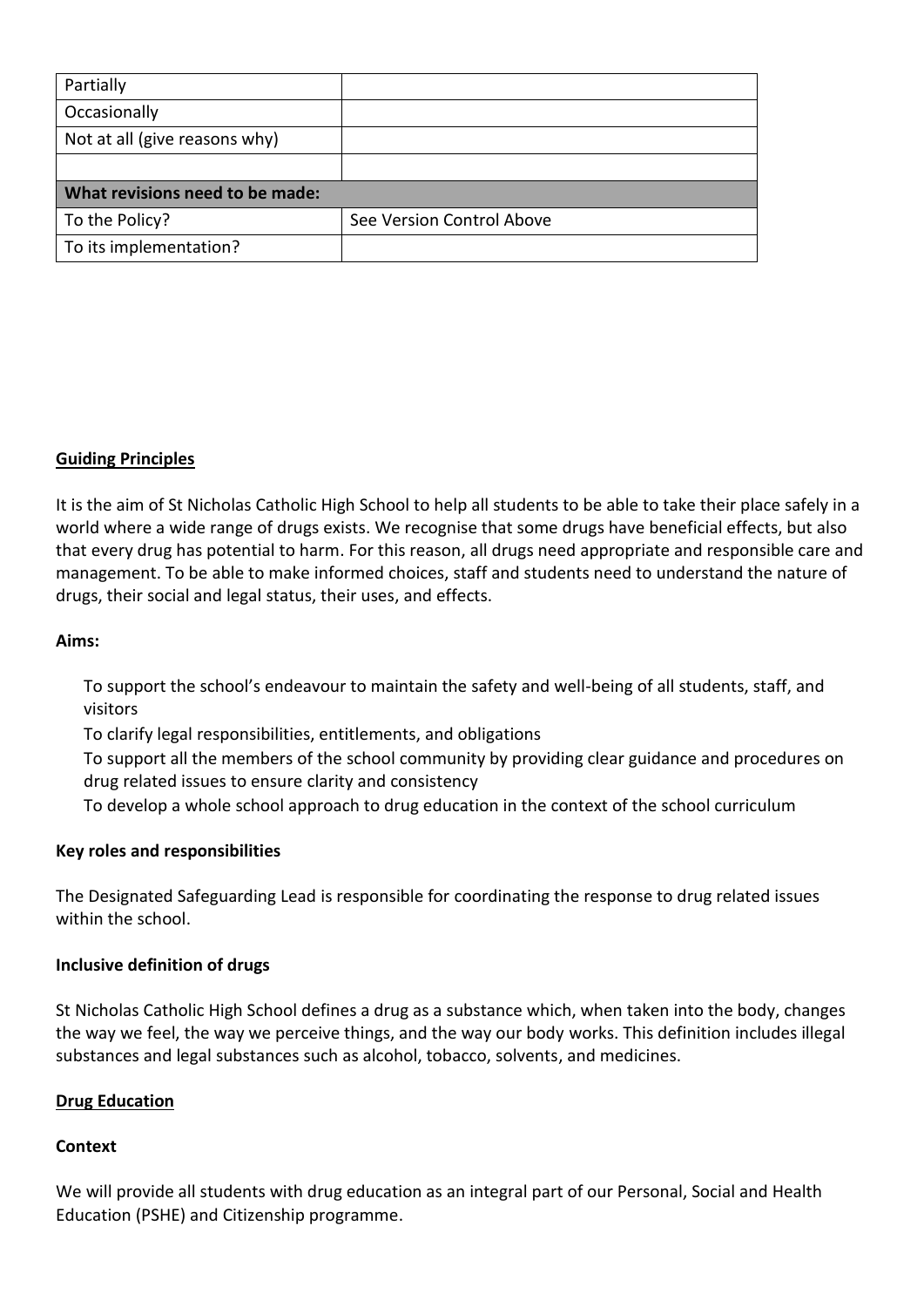| Partially | |
|---|---|
| Occasionally | |
| Not at all (give reasons why) | |
| | |
| **What revisions need to be made:** | |
| To the Policy? | See Version Control Above |
| To its implementation? | |

## Guiding Principles

It is the aim of St Nicholas Catholic High School to help all students to be able to take their place safely in a world where a wide range of drugs exists. We recognise that some drugs have beneficial effects, but also that every drug has potential to harm. For this reason, all drugs need appropriate and responsible care and management. To be able to make informed choices, staff and students need to understand the nature of drugs, their social and legal status, their uses, and effects.

**Aims:**

- To support the school's endeavour to maintain the safety and well-being of all students, staff, and visitors
- To clarify legal responsibilities, entitlements, and obligations
- To support all the members of the school community by providing clear guidance and procedures on drug related issues to ensure clarity and consistency
- To develop a whole school approach to drug education in the context of the school curriculum

**Key roles and responsibilities**

The Designated Safeguarding Lead is responsible for coordinating the response to drug related issues within the school.

**Inclusive definition of drugs**

St Nicholas Catholic High School defines a drug as a substance which, when taken into the body, changes the way we feel, the way we perceive things, and the way our body works. This definition includes illegal substances and legal substances such as alcohol, tobacco, solvents, and medicines.

## Drug Education

**Context**

We will provide all students with drug education as an integral part of our Personal, Social and Health Education (PSHE) and Citizenship programme.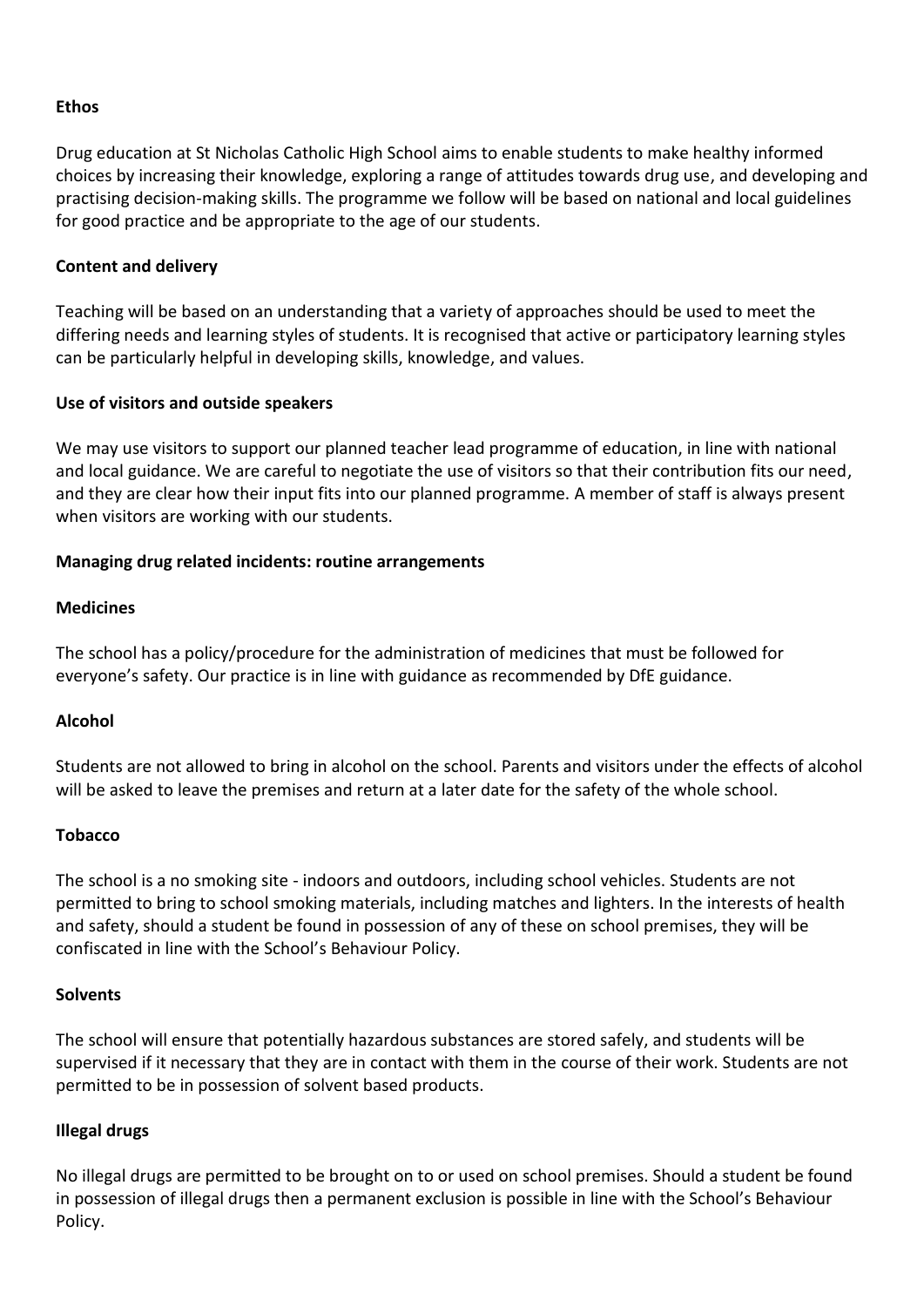**Ethos**

Drug education at St Nicholas Catholic High School aims to enable students to make healthy informed choices by increasing their knowledge, exploring a range of attitudes towards drug use, and developing and practising decision-making skills. The programme we follow will be based on national and local guidelines for good practice and be appropriate to the age of our students.

**Content and delivery**

Teaching will be based on an understanding that a variety of approaches should be used to meet the differing needs and learning styles of students. It is recognised that active or participatory learning styles can be particularly helpful in developing skills, knowledge, and values.

**Use of visitors and outside speakers**

We may use visitors to support our planned teacher lead programme of education, in line with national and local guidance. We are careful to negotiate the use of visitors so that their contribution fits our need, and they are clear how their input fits into our planned programme. A member of staff is always present when visitors are working with our students.

**Managing drug related incidents: routine arrangements**

**Medicines**

The school has a policy/procedure for the administration of medicines that must be followed for everyone's safety. Our practice is in line with guidance as recommended by DfE guidance.

**Alcohol**

Students are not allowed to bring in alcohol on the school. Parents and visitors under the effects of alcohol will be asked to leave the premises and return at a later date for the safety of the whole school.

**Tobacco**

The school is a no smoking site - indoors and outdoors, including school vehicles. Students are not permitted to bring to school smoking materials, including matches and lighters. In the interests of health and safety, should a student be found in possession of any of these on school premises, they will be confiscated in line with the School's Behaviour Policy.

**Solvents**

The school will ensure that potentially hazardous substances are stored safely, and students will be supervised if it necessary that they are in contact with them in the course of their work. Students are not permitted to be in possession of solvent based products.

**Illegal drugs**

No illegal drugs are permitted to be brought on to or used on school premises. Should a student be found in possession of illegal drugs then a permanent exclusion is possible in line with the School's Behaviour Policy.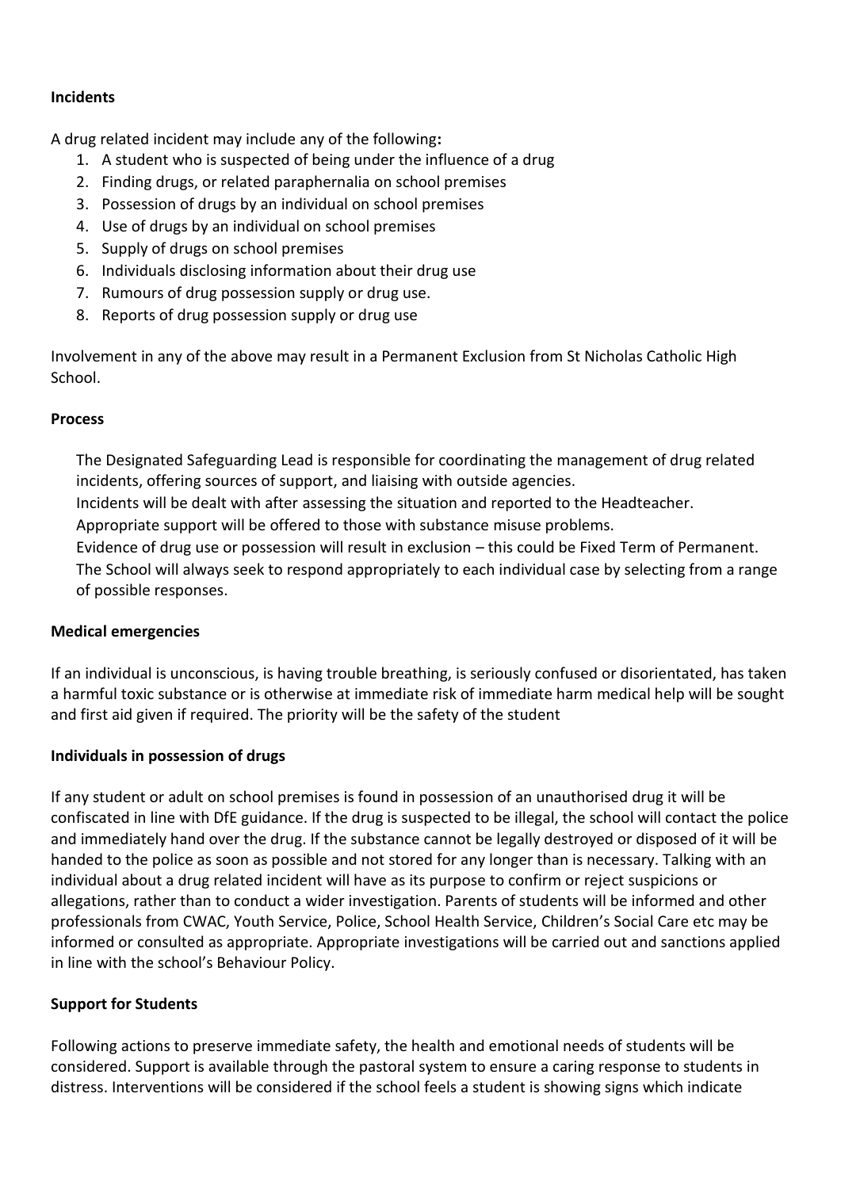**Incidents**

A drug related incident may include any of the following**:**

1. A student who is suspected of being under the influence of a drug
2. Finding drugs, or related paraphernalia on school premises
3. Possession of drugs by an individual on school premises
4. Use of drugs by an individual on school premises
5. Supply of drugs on school premises
6. Individuals disclosing information about their drug use
7. Rumours of drug possession supply or drug use.
8. Reports of drug possession supply or drug use

Involvement in any of the above may result in a Permanent Exclusion from St Nicholas Catholic High School.

**Process**

The Designated Safeguarding Lead is responsible for coordinating the management of drug related incidents, offering sources of support, and liaising with outside agencies.

Incidents will be dealt with after assessing the situation and reported to the Headteacher.

Appropriate support will be offered to those with substance misuse problems.

Evidence of drug use or possession will result in exclusion – this could be Fixed Term of Permanent.

The School will always seek to respond appropriately to each individual case by selecting from a range of possible responses.

**Medical emergencies**

If an individual is unconscious, is having trouble breathing, is seriously confused or disorientated, has taken a harmful toxic substance or is otherwise at immediate risk of immediate harm medical help will be sought and first aid given if required. The priority will be the safety of the student

**Individuals in possession of drugs**

If any student or adult on school premises is found in possession of an unauthorised drug it will be confiscated in line with DfE guidance. If the drug is suspected to be illegal, the school will contact the police and immediately hand over the drug. If the substance cannot be legally destroyed or disposed of it will be handed to the police as soon as possible and not stored for any longer than is necessary. Talking with an individual about a drug related incident will have as its purpose to confirm or reject suspicions or allegations, rather than to conduct a wider investigation. Parents of students will be informed and other professionals from CWAC, Youth Service, Police, School Health Service, Children's Social Care etc may be informed or consulted as appropriate. Appropriate investigations will be carried out and sanctions applied in line with the school's Behaviour Policy.

**Support for Students**

Following actions to preserve immediate safety, the health and emotional needs of students will be considered. Support is available through the pastoral system to ensure a caring response to students in distress. Interventions will be considered if the school feels a student is showing signs which indicate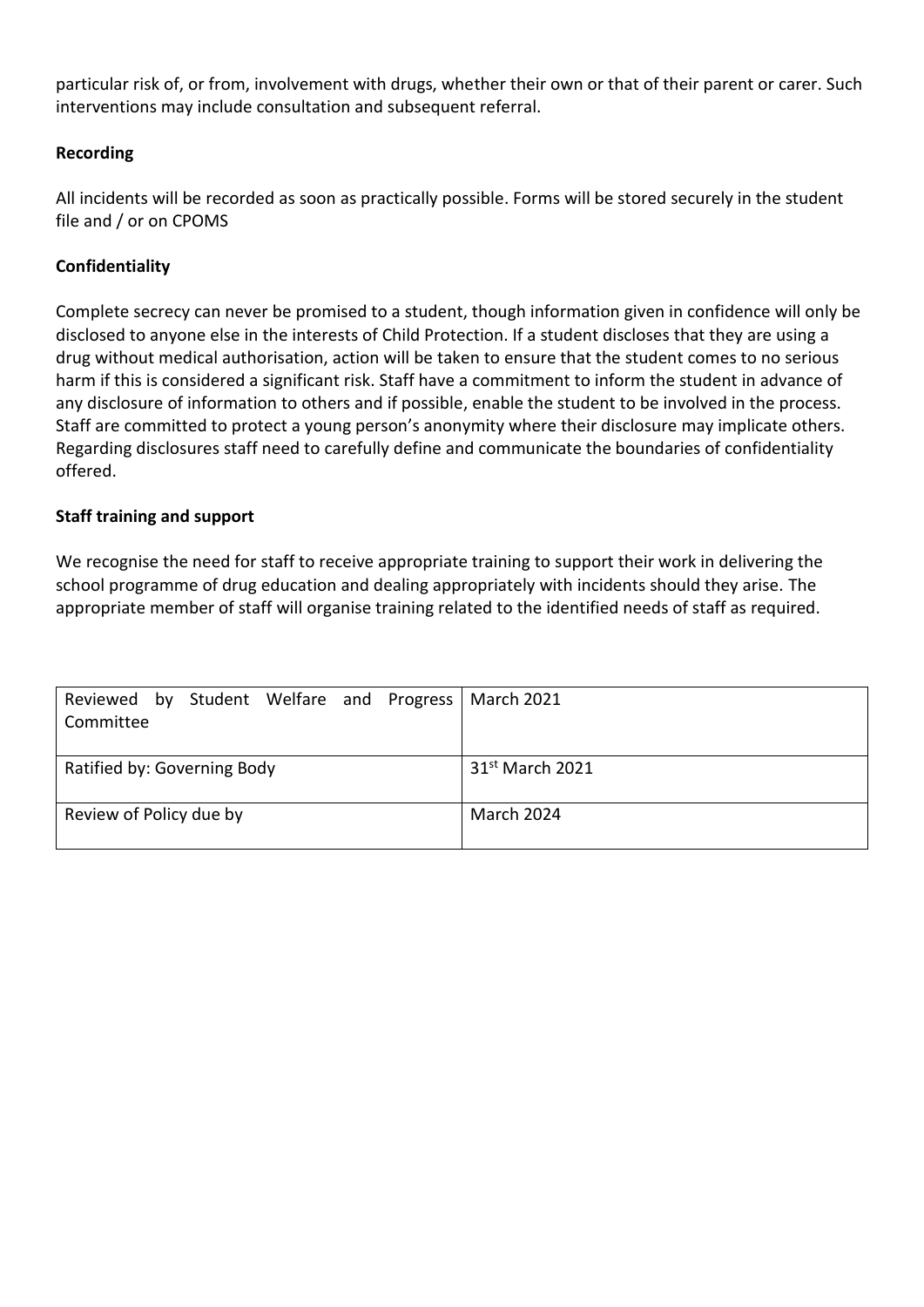particular risk of, or from, involvement with drugs, whether their own or that of their parent or carer. Such interventions may include consultation and subsequent referral.

**Recording**

All incidents will be recorded as soon as practically possible. Forms will be stored securely in the student file and / or on CPOMS

**Confidentiality**

Complete secrecy can never be promised to a student, though information given in confidence will only be disclosed to anyone else in the interests of Child Protection. If a student discloses that they are using a drug without medical authorisation, action will be taken to ensure that the student comes to no serious harm if this is considered a significant risk. Staff have a commitment to inform the student in advance of any disclosure of information to others and if possible, enable the student to be involved in the process. Staff are committed to protect a young person's anonymity where their disclosure may implicate others. Regarding disclosures staff need to carefully define and communicate the boundaries of confidentiality offered.

**Staff training and support**

We recognise the need for staff to receive appropriate training to support their work in delivering the school programme of drug education and dealing appropriately with incidents should they arise. The appropriate member of staff will organise training related to the identified needs of staff as required.

| | |
|---|---|
| Reviewed by Student Welfare and Progress Committee | March 2021 |
| Ratified by: Governing Body | 31st March 2021 |
| Review of Policy due by | March 2024 |